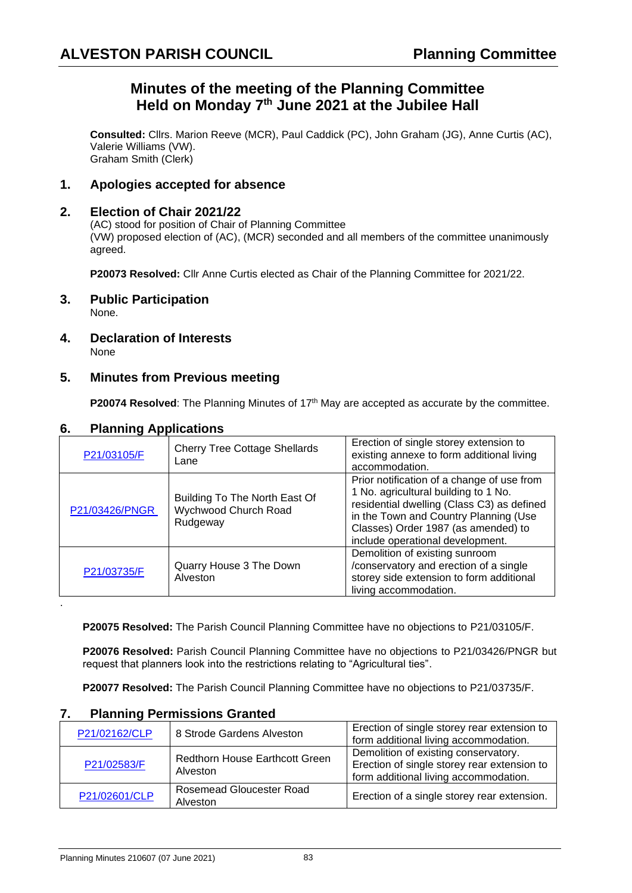# ALVESTON PARISH COUNCIL — Planning Committee

## Minutes of the meeting of the Planning Committee Held on Monday 7th June 2021 at the Jubilee Hall

**Consulted:** Cllrs. Marion Reeve (MCR), Paul Caddick (PC), John Graham (JG), Anne Curtis (AC), Valerie Williams (VW).
Graham Smith (Clerk)

### 1. Apologies accepted for absence

### 2. Election of Chair 2021/22

(AC) stood for position of Chair of Planning Committee
(VW) proposed election of (AC), (MCR) seconded and all members of the committee unanimously agreed.

**P20073 Resolved:** Cllr Anne Curtis elected as Chair of the Planning Committee for 2021/22.

### 3. Public Participation

None.

### 4. Declaration of Interests

None

### 5. Minutes from Previous meeting

**P20074 Resolved**: The Planning Minutes of 17th May are accepted as accurate by the committee.

### 6. Planning Applications

| | | |
|---|---|---|
| P21/03105/F | Cherry Tree Cottage Shellards Lane | Erection of single storey extension to existing annexe to form additional living accommodation. |
| P21/03426/PNGR | Building To The North East Of Wychwood Church Road Rudgeway | Prior notification of a change of use from 1 No. agricultural building to 1 No. residential dwelling (Class C3) as defined in the Town and Country Planning (Use Classes) Order 1987 (as amended) to include operational development. |
| P21/03735/F | Quarry House 3 The Down Alveston | Demolition of existing sunroom /conservatory and erection of a single storey side extension to form additional living accommodation. |

.

**P20075 Resolved:** The Parish Council Planning Committee have no objections to P21/03105/F.

**P20076 Resolved:** Parish Council Planning Committee have no objections to P21/03426/PNGR but request that planners look into the restrictions relating to "Agricultural ties".

**P20077 Resolved:** The Parish Council Planning Committee have no objections to P21/03735/F.

### 7. Planning Permissions Granted

| | | |
|---|---|---|
| P21/02162/CLP | 8 Strode Gardens Alveston | Erection of single storey rear extension to form additional living accommodation. |
| P21/02583/F | Redthorn House Earthcott Green Alveston | Demolition of existing conservatory. Erection of single storey rear extension to form additional living accommodation. |
| P21/02601/CLP | Rosemead Gloucester Road Alveston | Erection of a single storey rear extension. |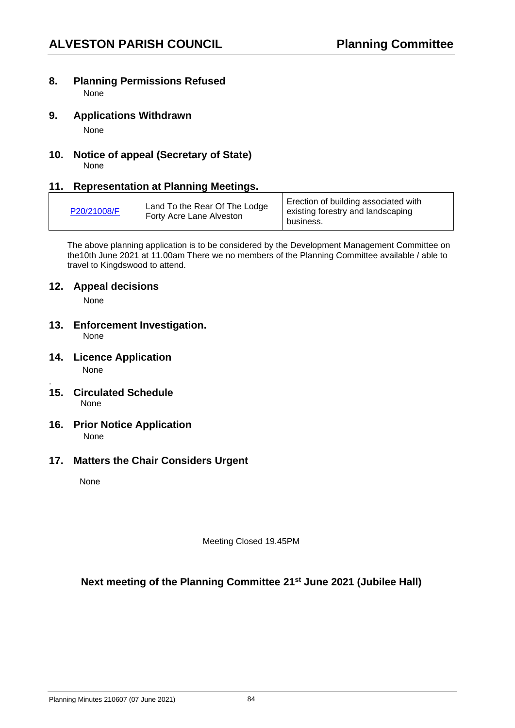## 8. Planning Permissions Refused

None

## 9. Applications Withdrawn

None

## 10. Notice of appeal (Secretary of State)

None

## 11. Representation at Planning Meetings.

| | | |
|---|---|---|
| P20/21008/F | Land To the Rear Of The Lodge Forty Acre Lane Alveston | Erection of building associated with existing forestry and landscaping business. |

The above planning application is to be considered by the Development Management Committee on the10th June 2021 at 11.00am There we no members of the Planning Committee available / able to travel to Kingdswood to attend.

## 12. Appeal decisions

None

## 13. Enforcement Investigation.

None

## 14. Licence Application

None

.

## 15. Circulated Schedule

None

## 16. Prior Notice Application

None

## 17. Matters the Chair Considers Urgent

None

Meeting Closed 19.45PM

**Next meeting of the Planning Committee 21st June 2021 (Jubilee Hall)**